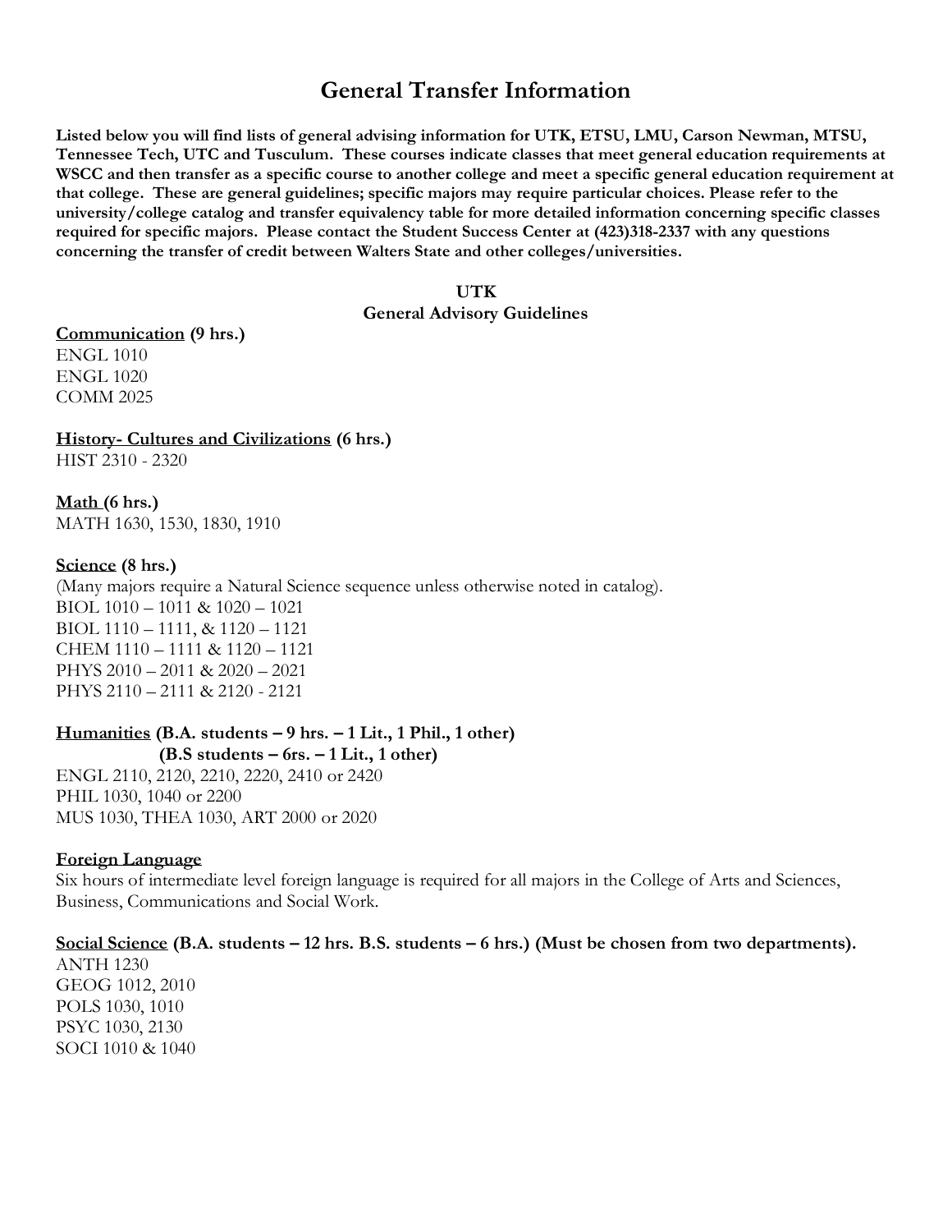# General Transfer Information

**Listed below you will find lists of general advising information for UTK, ETSU, LMU, Carson Newman, MTSU, Tennessee Tech, UTC and Tusculum. These courses indicate classes that meet general education requirements at WSCC and then transfer as a specific course to another college and meet a specific general education requirement at that college. These are general guidelines; specific majors may require particular choices. Please refer to the university/college catalog and transfer equivalency table for more detailed information concerning specific classes required for specific majors. Please contact the Student Success Center at (423)318-2337 with any questions concerning the transfer of credit between Walters State and other colleges/universities.**

## UTK
### General Advisory Guidelines

**<u>Communication</u> (9 hrs.)**
ENGL 1010
ENGL 1020
COMM 2025

**<u>History- Cultures and Civilizations</u> (6 hrs.)**
HIST 2310 - 2320

**<u>Math</u> (6 hrs.)**
MATH 1630, 1530, 1830, 1910

**<u>Science</u> (8 hrs.)**
(Many majors require a Natural Science sequence unless otherwise noted in catalog).
BIOL 1010 – 1011 & 1020 – 1021
BIOL 1110 – 1111, & 1120 – 1121
CHEM 1110 – 1111 & 1120 – 1121
PHYS 2010 – 2011 & 2020 – 2021
PHYS 2110 – 2111 & 2120 - 2121

**<u>Humanities</u> (B.A. students – 9 hrs. – 1 Lit., 1 Phil., 1 other)**
**(B.S students – 6rs. – 1 Lit., 1 other)**
ENGL 2110, 2120, 2210, 2220, 2410 or 2420
PHIL 1030, 1040 or 2200
MUS 1030, THEA 1030, ART 2000 or 2020

**<u>Foreign Language</u>**
Six hours of intermediate level foreign language is required for all majors in the College of Arts and Sciences, Business, Communications and Social Work.

**<u>Social Science</u> (B.A. students – 12 hrs. B.S. students – 6 hrs.) (Must be chosen from two departments).**
ANTH 1230
GEOG 1012, 2010
POLS 1030, 1010
PSYC 1030, 2130
SOCI 1010 & 1040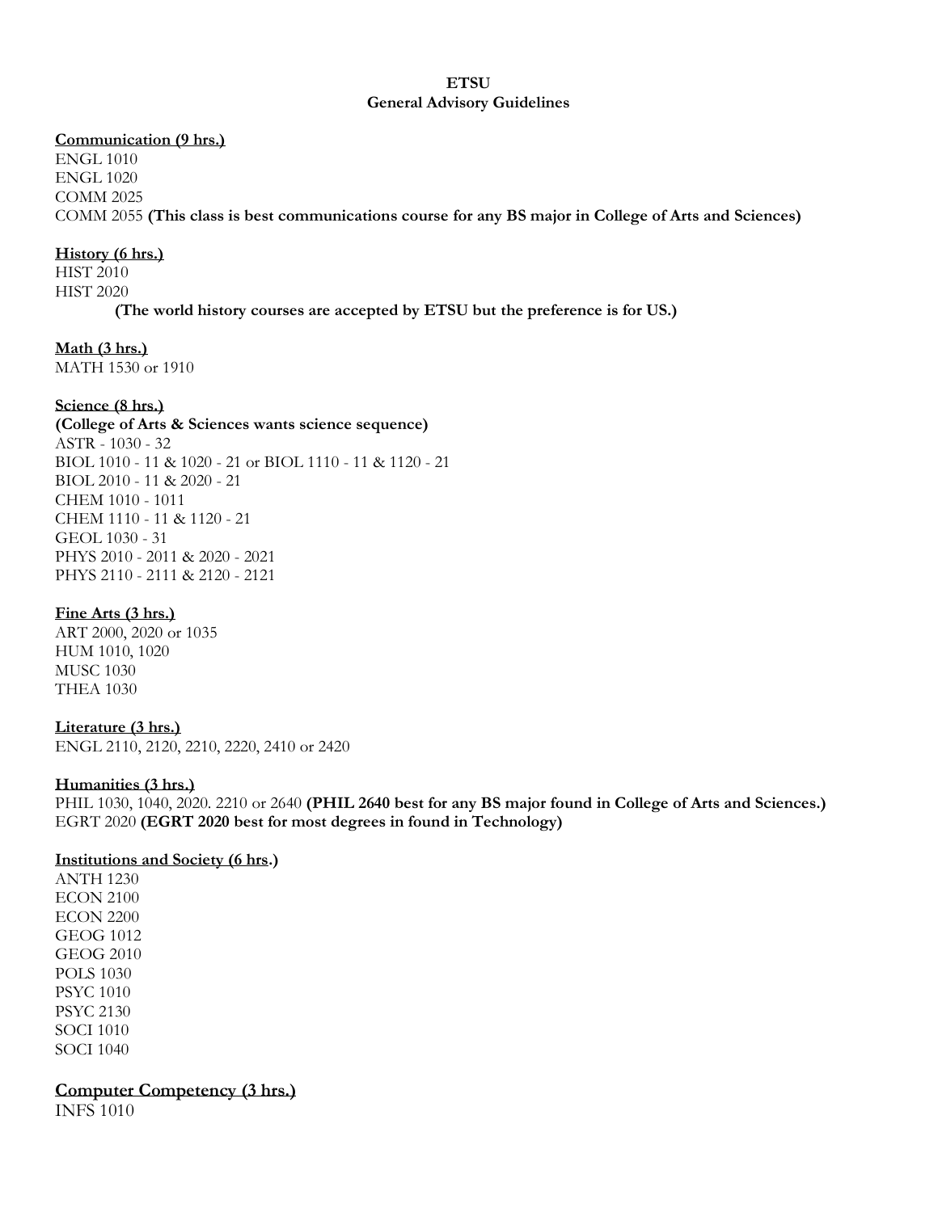**ETSU**
**General Advisory Guidelines**

**Communication (9 hrs.)**
ENGL 1010
ENGL 1020
COMM 2025
COMM 2055 **(This class is best communications course for any BS major in College of Arts and Sciences)**

**History (6 hrs.)**
HIST 2010
HIST 2020
**(The world history courses are accepted by ETSU but the preference is for US.)**

**Math (3 hrs.)**
MATH 1530 or 1910

**Science (8 hrs.)**
**(College of Arts & Sciences wants science sequence)**
ASTR - 1030 - 32
BIOL 1010 - 11 & 1020 - 21 or BIOL 1110 - 11 & 1120 - 21
BIOL 2010 - 11 & 2020 - 21
CHEM 1010 - 1011
CHEM 1110 - 11 & 1120 - 21
GEOL 1030 - 31
PHYS 2010 - 2011 & 2020 - 2021
PHYS 2110 - 2111 & 2120 - 2121

**Fine Arts (3 hrs.)**
ART 2000, 2020 or 1035
HUM 1010, 1020
MUSC 1030
THEA 1030

**Literature (3 hrs.)**
ENGL 2110, 2120, 2210, 2220, 2410 or 2420

**Humanities (3 hrs.)**
PHIL 1030, 1040, 2020. 2210 or 2640 **(PHIL 2640 best for any BS major found in College of Arts and Sciences.)**
EGRT 2020 **(EGRT 2020 best for most degrees in found in Technology)**

**Institutions and Society (6 hrs.)**
ANTH 1230
ECON 2100
ECON 2200
GEOG 1012
GEOG 2010
POLS 1030
PSYC 1010
PSYC 2130
SOCI 1010
SOCI 1040

**Computer Competency (3 hrs.)**
INFS 1010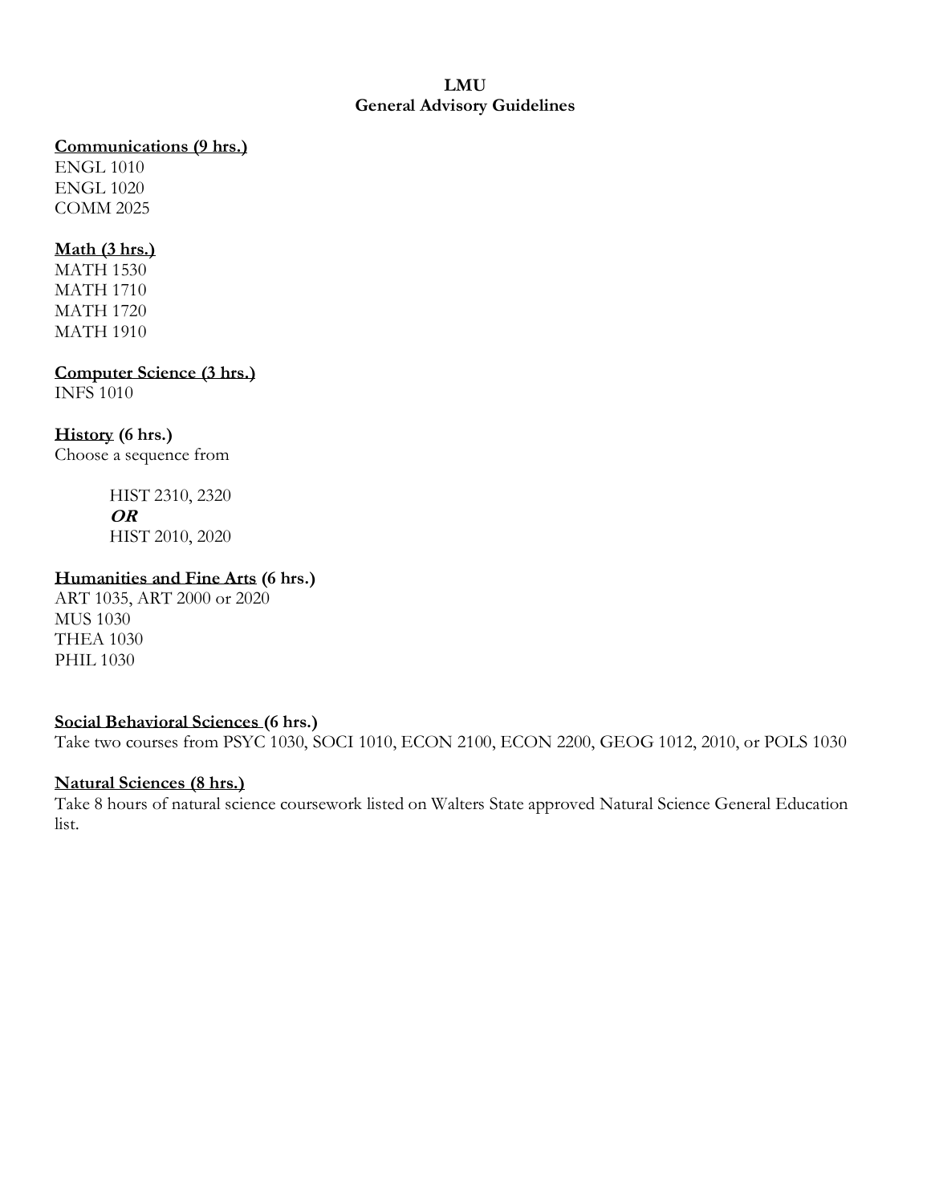# LMU
## General Advisory Guidelines

**Communications (9 hrs.)**

ENGL 1010
ENGL 1020
COMM 2025

**Math (3 hrs.)**

MATH 1530
MATH 1710
MATH 1720
MATH 1910

**Computer Science (3 hrs.)**

INFS 1010

**History (6 hrs.)**

Choose a sequence from

> HIST 2310, 2320
> ***OR***
> HIST 2010, 2020

**Humanities and Fine Arts (6 hrs.)**

ART 1035, ART 2000 or 2020
MUS 1030
THEA 1030
PHIL 1030

**Social Behavioral Sciences (6 hrs.)**

Take two courses from PSYC 1030, SOCI 1010, ECON 2100, ECON 2200, GEOG 1012, 2010, or POLS 1030

**Natural Sciences (8 hrs.)**

Take 8 hours of natural science coursework listed on Walters State approved Natural Science General Education list.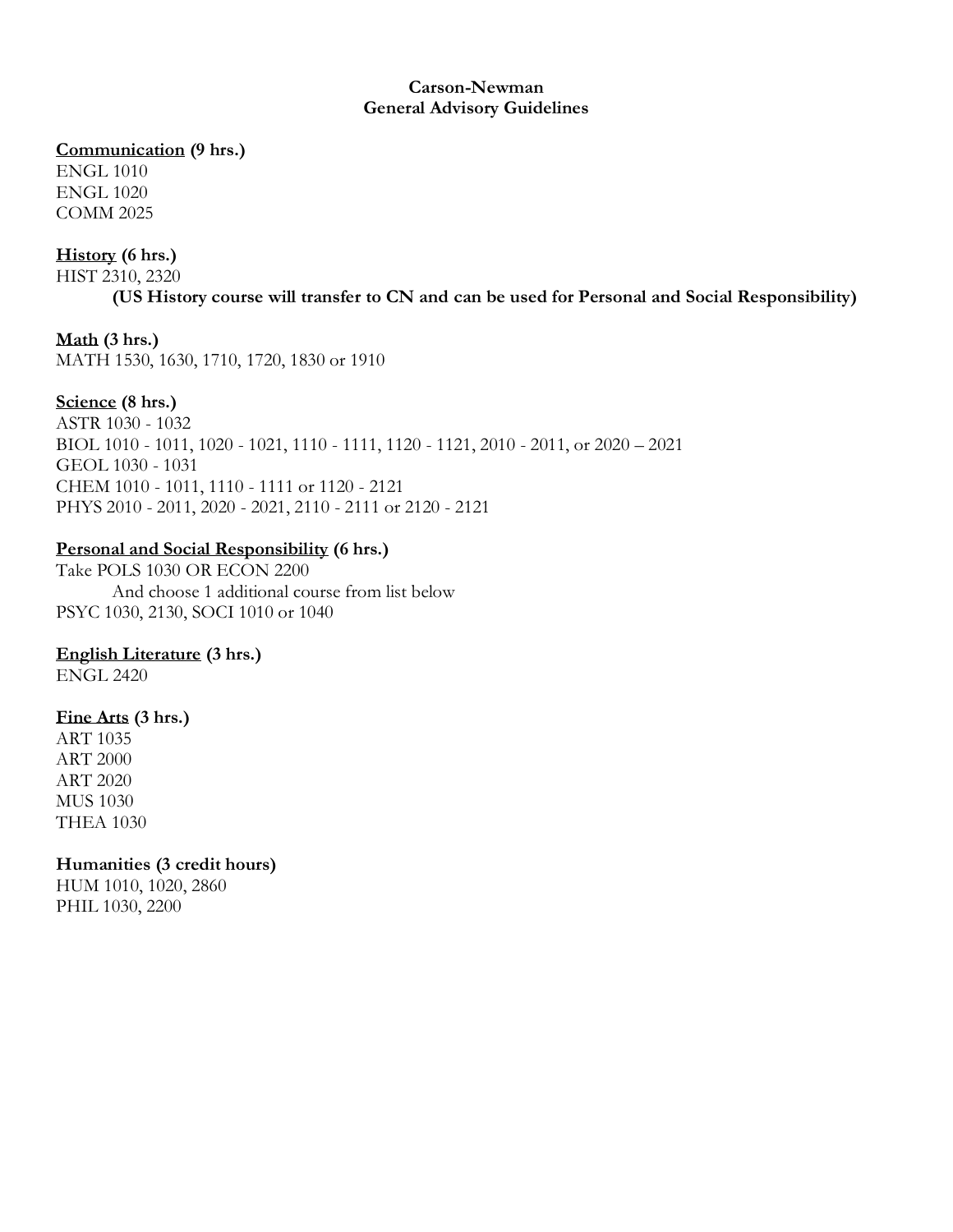# Carson-Newman
## General Advisory Guidelines

**<u>Communication</u> (9 hrs.)**
ENGL 1010
ENGL 1020
COMM 2025

**<u>History</u> (6 hrs.)**
HIST 2310, 2320
**(US History course will transfer to CN and can be used for Personal and Social Responsibility)**

**<u>Math</u> (3 hrs.)**
MATH 1530, 1630, 1710, 1720, 1830 or 1910

**<u>Science</u> (8 hrs.)**
ASTR 1030 - 1032
BIOL 1010 - 1011, 1020 - 1021, 1110 - 1111, 1120 - 1121, 2010 - 2011, or 2020 – 2021
GEOL 1030 - 1031
CHEM 1010 - 1011, 1110 - 1111 or 1120 - 2121
PHYS 2010 - 2011, 2020 - 2021, 2110 - 2111 or 2120 - 2121

**<u>Personal and Social Responsibility</u> (6 hrs.)**
Take POLS 1030 OR ECON 2200
And choose 1 additional course from list below
PSYC 1030, 2130, SOCI 1010 or 1040

**<u>English Literature</u> (3 hrs.)**
ENGL 2420

**<u>Fine Arts</u> (3 hrs.)**
ART 1035
ART 2000
ART 2020
MUS 1030
THEA 1030

**Humanities (3 credit hours)**
HUM 1010, 1020, 2860
PHIL 1030, 2200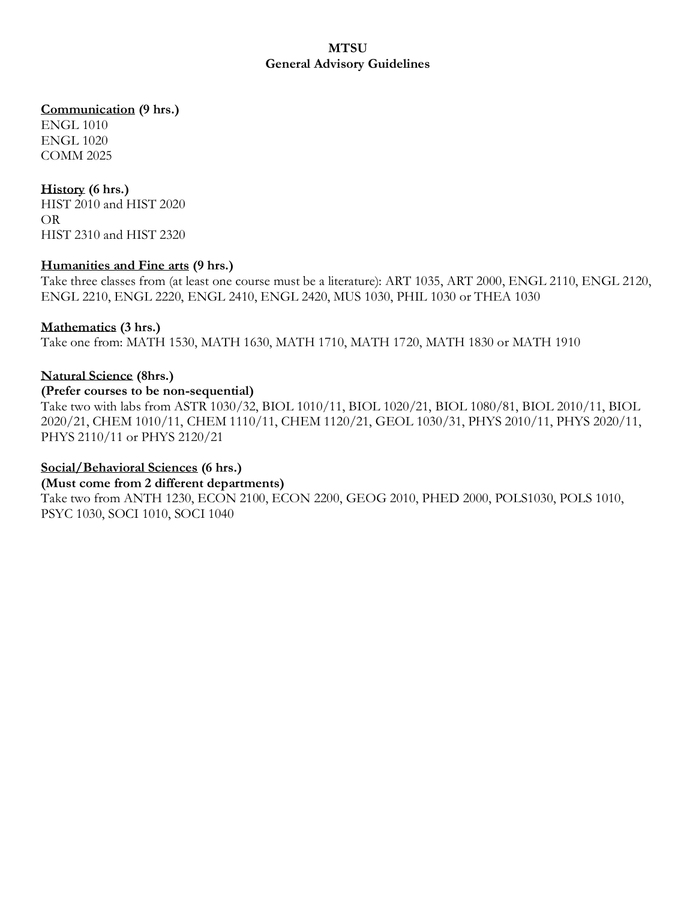**MTSU**
**General Advisory Guidelines**

**<u>Communication</u> (9 hrs.)**
ENGL 1010
ENGL 1020
COMM 2025

**<u>History</u> (6 hrs.)**
HIST 2010 and HIST 2020
OR
HIST 2310 and HIST 2320

**<u>Humanities and Fine arts</u> (9 hrs.)**
Take three classes from (at least one course must be a literature): ART 1035, ART 2000, ENGL 2110, ENGL 2120, ENGL 2210, ENGL 2220, ENGL 2410, ENGL 2420, MUS 1030, PHIL 1030 or THEA 1030

**<u>Mathematics</u> (3 hrs.)**
Take one from: MATH 1530, MATH 1630, MATH 1710, MATH 1720, MATH 1830 or MATH 1910

**<u>Natural Science</u> (8hrs.)**
**(Prefer courses to be non-sequential)**
Take two with labs from ASTR 1030/32, BIOL 1010/11, BIOL 1020/21, BIOL 1080/81, BIOL 2010/11, BIOL 2020/21, CHEM 1010/11, CHEM 1110/11, CHEM 1120/21, GEOL 1030/31, PHYS 2010/11, PHYS 2020/11, PHYS 2110/11 or PHYS 2120/21

**<u>Social/Behavioral Sciences</u> (6 hrs.)**
**(Must come from 2 different departments)**
Take two from ANTH 1230, ECON 2100, ECON 2200, GEOG 2010, PHED 2000, POLS1030, POLS 1010, PSYC 1030, SOCI 1010, SOCI 1040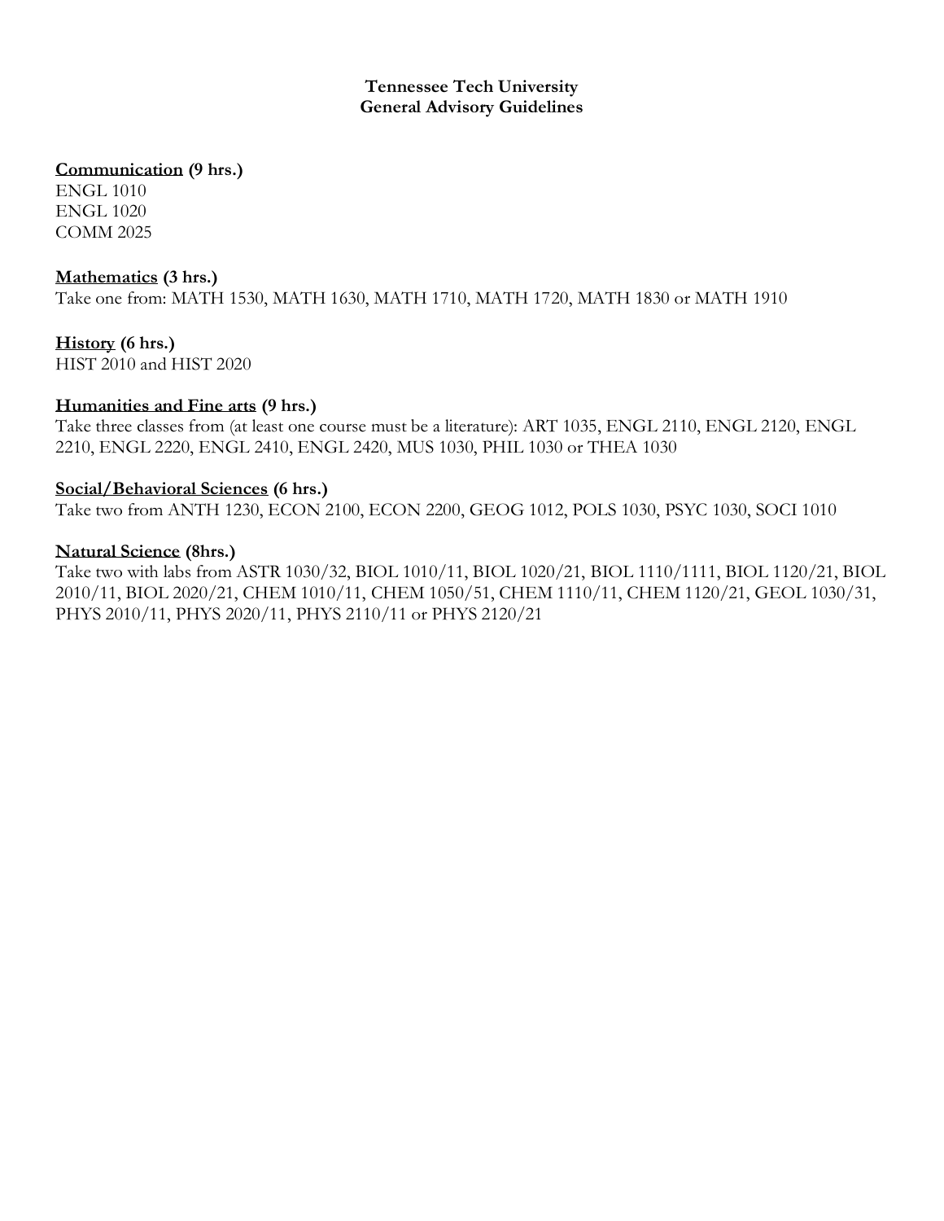**Tennessee Tech University**
**General Advisory Guidelines**

**Communication (9 hrs.)**
ENGL 1010
ENGL 1020
COMM 2025

**Mathematics (3 hrs.)**
Take one from: MATH 1530, MATH 1630, MATH 1710, MATH 1720, MATH 1830 or MATH 1910

**History (6 hrs.)**
HIST 2010 and HIST 2020

**Humanities and Fine arts (9 hrs.)**
Take three classes from (at least one course must be a literature): ART 1035, ENGL 2110, ENGL 2120, ENGL 2210, ENGL 2220, ENGL 2410, ENGL 2420, MUS 1030, PHIL 1030 or THEA 1030

**Social/Behavioral Sciences (6 hrs.)**
Take two from ANTH 1230, ECON 2100, ECON 2200, GEOG 1012, POLS 1030, PSYC 1030, SOCI 1010

**Natural Science (8hrs.)**
Take two with labs from ASTR 1030/32, BIOL 1010/11, BIOL 1020/21, BIOL 1110/1111, BIOL 1120/21, BIOL 2010/11, BIOL 2020/21, CHEM 1010/11, CHEM 1050/51, CHEM 1110/11, CHEM 1120/21, GEOL 1030/31, PHYS 2010/11, PHYS 2020/11, PHYS 2110/11 or PHYS 2120/21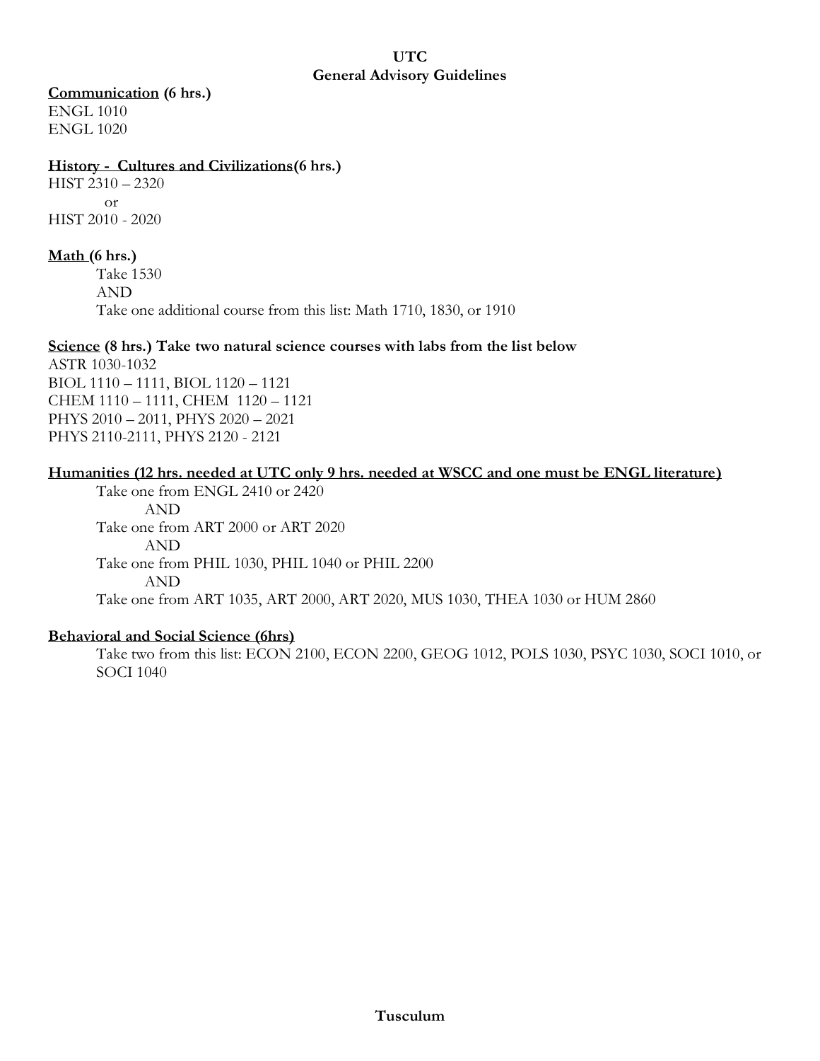**UTC**
**General Advisory Guidelines**

**Communication (6 hrs.)**
ENGL 1010
ENGL 1020

**History - Cultures and Civilizations(6 hrs.)**
HIST 2310 – 2320
or
HIST 2010 - 2020

**Math (6 hrs.)**
Take 1530
AND
Take one additional course from this list: Math 1710, 1830, or 1910

**Science (8 hrs.) Take two natural science courses with labs from the list below**
ASTR 1030-1032
BIOL 1110 – 1111, BIOL 1120 – 1121
CHEM 1110 – 1111, CHEM 1120 – 1121
PHYS 2010 – 2011, PHYS 2020 – 2021
PHYS 2110-2111, PHYS 2120 - 2121

**Humanities (12 hrs. needed at UTC only 9 hrs. needed at WSCC and one must be ENGL literature)**
Take one from ENGL 2410 or 2420
AND
Take one from ART 2000 or ART 2020
AND
Take one from PHIL 1030, PHIL 1040 or PHIL 2200
AND
Take one from ART 1035, ART 2000, ART 2020, MUS 1030, THEA 1030 or HUM 2860

**Behavioral and Social Science (6hrs)**
Take two from this list: ECON 2100, ECON 2200, GEOG 1012, POLS 1030, PSYC 1030, SOCI 1010, or SOCI 1040

**Tusculum**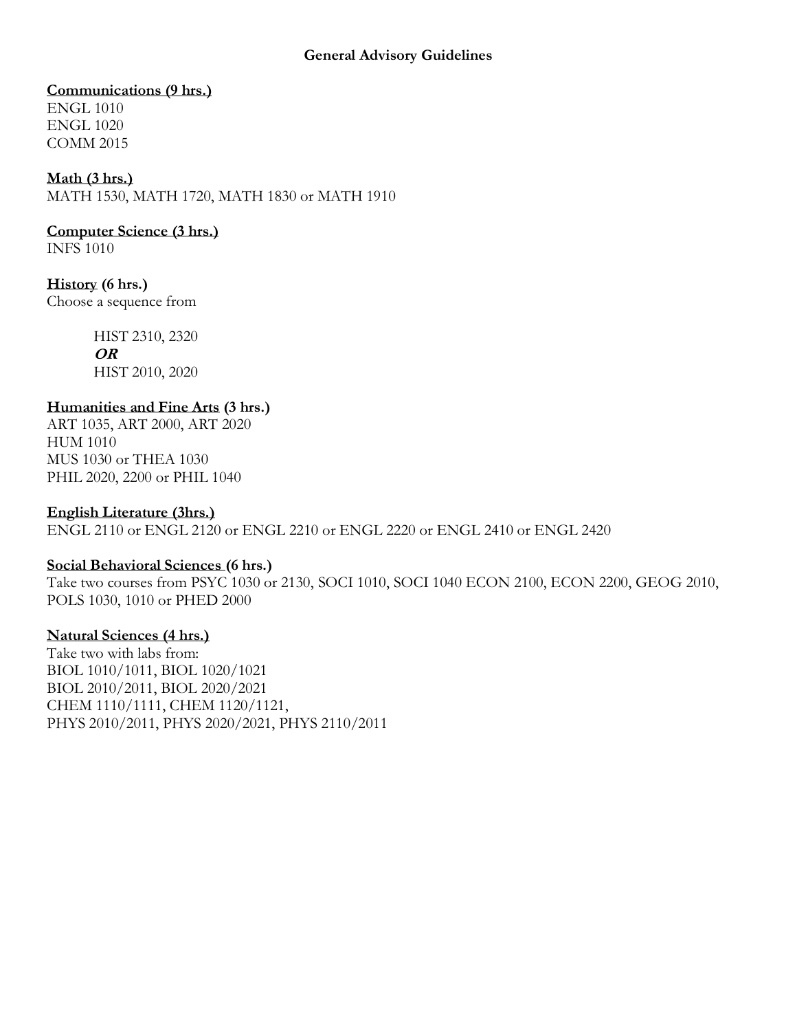## General Advisory Guidelines

**Communications (9 hrs.)**
ENGL 1010
ENGL 1020
COMM 2015

**Math (3 hrs.)**
MATH 1530, MATH 1720, MATH 1830 or MATH 1910

**Computer Science (3 hrs.)**
INFS 1010

**History (6 hrs.)**
Choose a sequence from

> HIST 2310, 2320
> ***OR***
> HIST 2010, 2020

**Humanities and Fine Arts (3 hrs.)**
ART 1035, ART 2000, ART 2020
HUM 1010
MUS 1030 or THEA 1030
PHIL 2020, 2200 or PHIL 1040

**English Literature (3hrs.)**
ENGL 2110 or ENGL 2120 or ENGL 2210 or ENGL 2220 or ENGL 2410 or ENGL 2420

**Social Behavioral Sciences (6 hrs.)**
Take two courses from PSYC 1030 or 2130, SOCI 1010, SOCI 1040 ECON 2100, ECON 2200, GEOG 2010, POLS 1030, 1010 or PHED 2000

**Natural Sciences (4 hrs.)**
Take two with labs from:
BIOL 1010/1011, BIOL 1020/1021
BIOL 2010/2011, BIOL 2020/2021
CHEM 1110/1111, CHEM 1120/1121,
PHYS 2010/2011, PHYS 2020/2021, PHYS 2110/2011